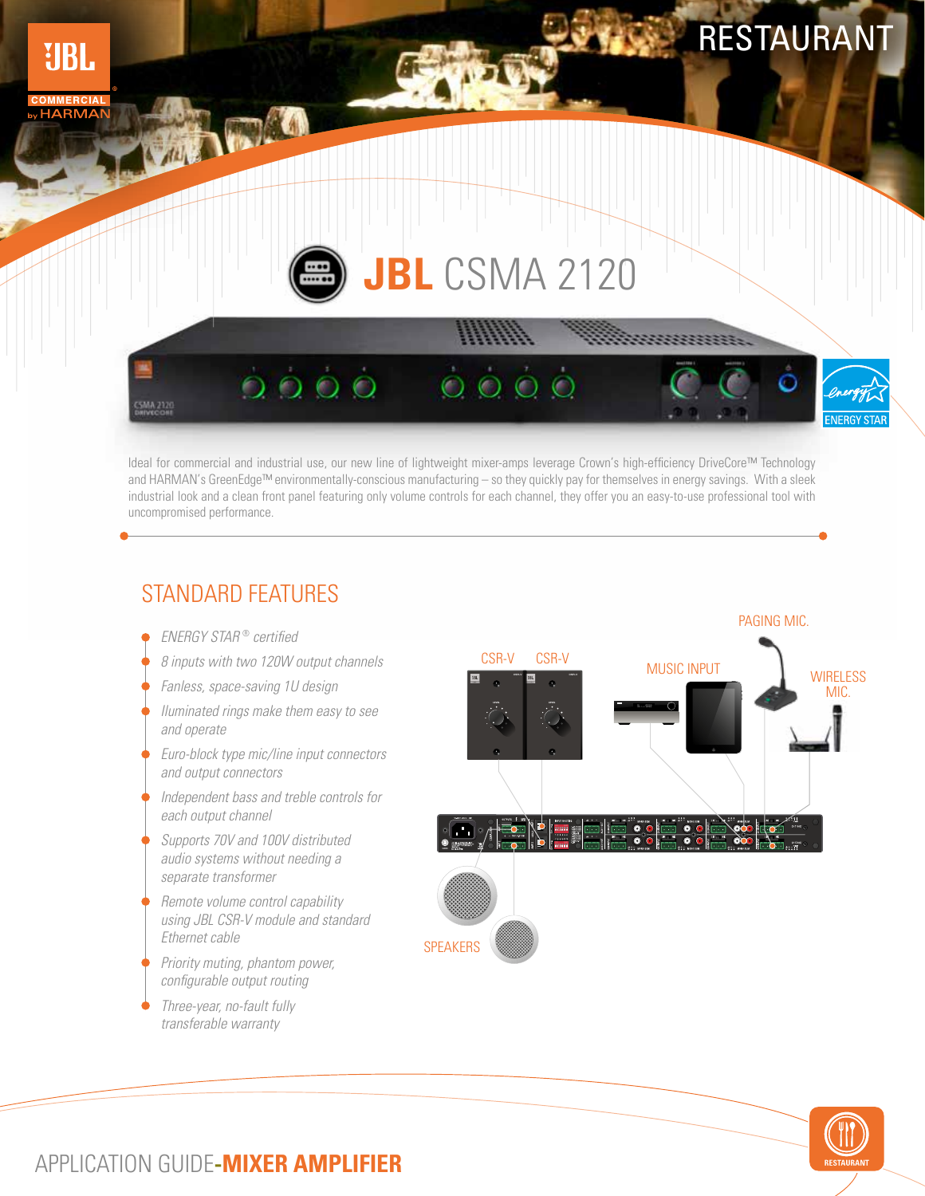# RESTAURANT

# JBL CSMA 2120

Ideal for commercial and industrial use, our new line of lightweight mixer-amps leverage Crown's high-efficiency DriveCore™ Technology and HARMAN's GreenEdge™ environmentally-conscious manufacturing – so they quickly pay for themselves in energy savings. With a sleek industrial look and a clean front panel featuring only volume controls for each channel, they offer you an easy-to-use professional tool with uncompromised performance.

## STANDARD FEATURES

- *ENERGY STAR® certified*
- *8 inputs with two 120W output channels*
- *Fanless, space-saving 1U design*
- *Iluminated rings make them easy to see and operate*
- *Euro-block type mic/line input connectors and output connectors*
- *Independent bass and treble controls for each output channel*
- *Supports 70V and 100V distributed audio systems without needing a separate transformer*
- *Remote volume control capability using JBL CSR-V module and standard Ethernet cable*
- *Priority muting, phantom power, configurable output routing*
- *Three-year, no-fault fully transferable warranty*

CSR-V CSR-V MUSIC INPUT PAGING MIC. WIRELESS MIC. SPEAKERS

APPLICATION GUIDE-**MIXER AMPLIFIER**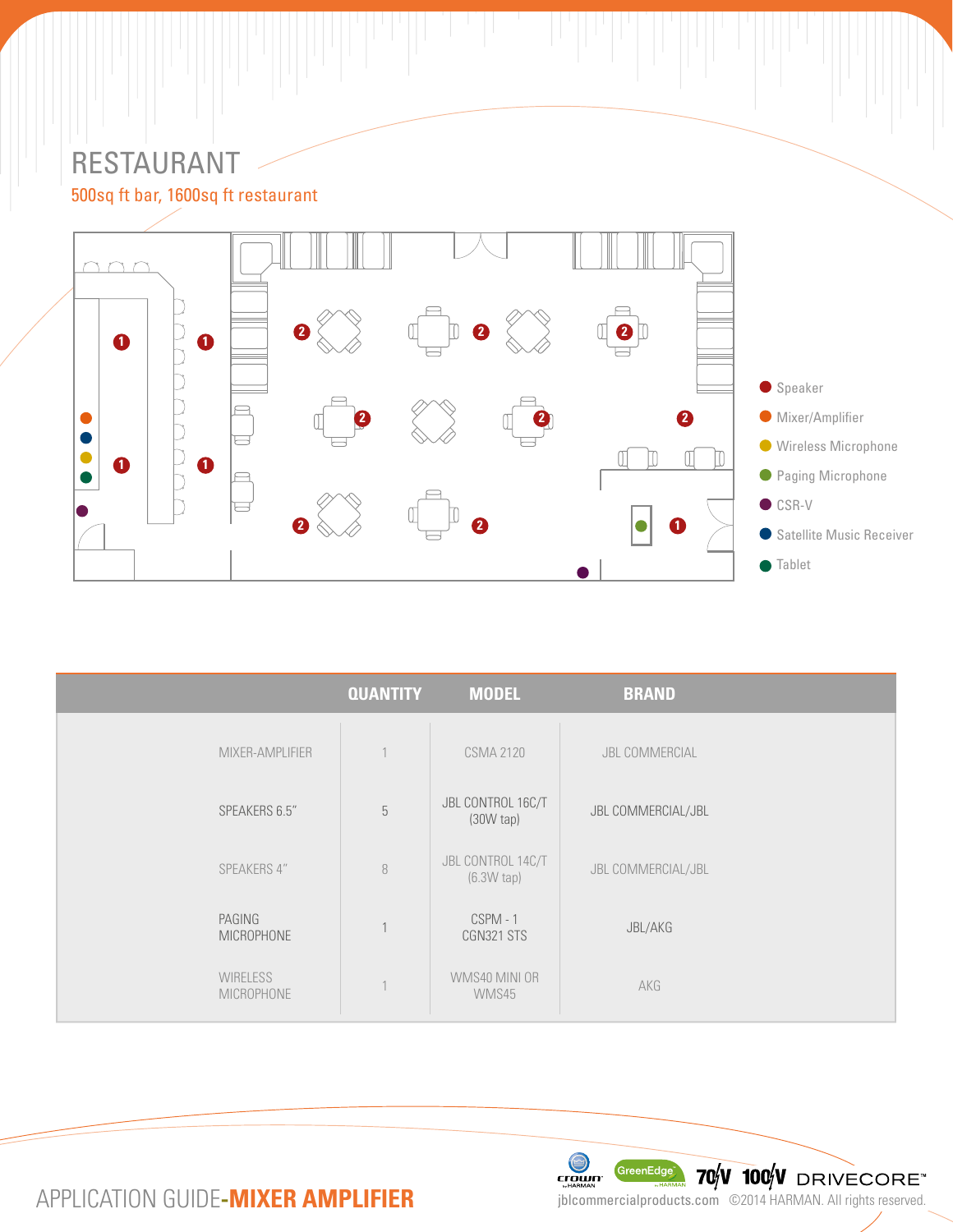# RESTAURANT

500sq ft bar, 1600sq ft restaurant

Speaker

Mixer/Amplifier

Wireless Microphone

Paging Microphone

CSR-V

Satellite Music Receiver

Tablet

| | QUANTITY | MODEL | BRAND |
|---|---|---|---|
| MIXER-AMPLIFIER | 1 | CSMA 2120 | JBL COMMERCIAL |
| SPEAKERS 6.5" | 5 | JBL CONTROL 16C/T (30W tap) | JBL COMMERCIAL/JBL |
| SPEAKERS 4" | 8 | JBL CONTROL 14C/T (6.3W tap) | JBL COMMERCIAL/JBL |
| PAGING MICROPHONE | 1 | CSPM - 1 CGN321 STS | JBL/AKG |
| WIRELESS MICROPHONE | 1 | WMS40 MINI OR WMS45 | AKG |

APPLICATION GUIDE-**MIXER AMPLIFIER**

jblcommercialproducts.com ©2014 HARMAN. All rights reserved.